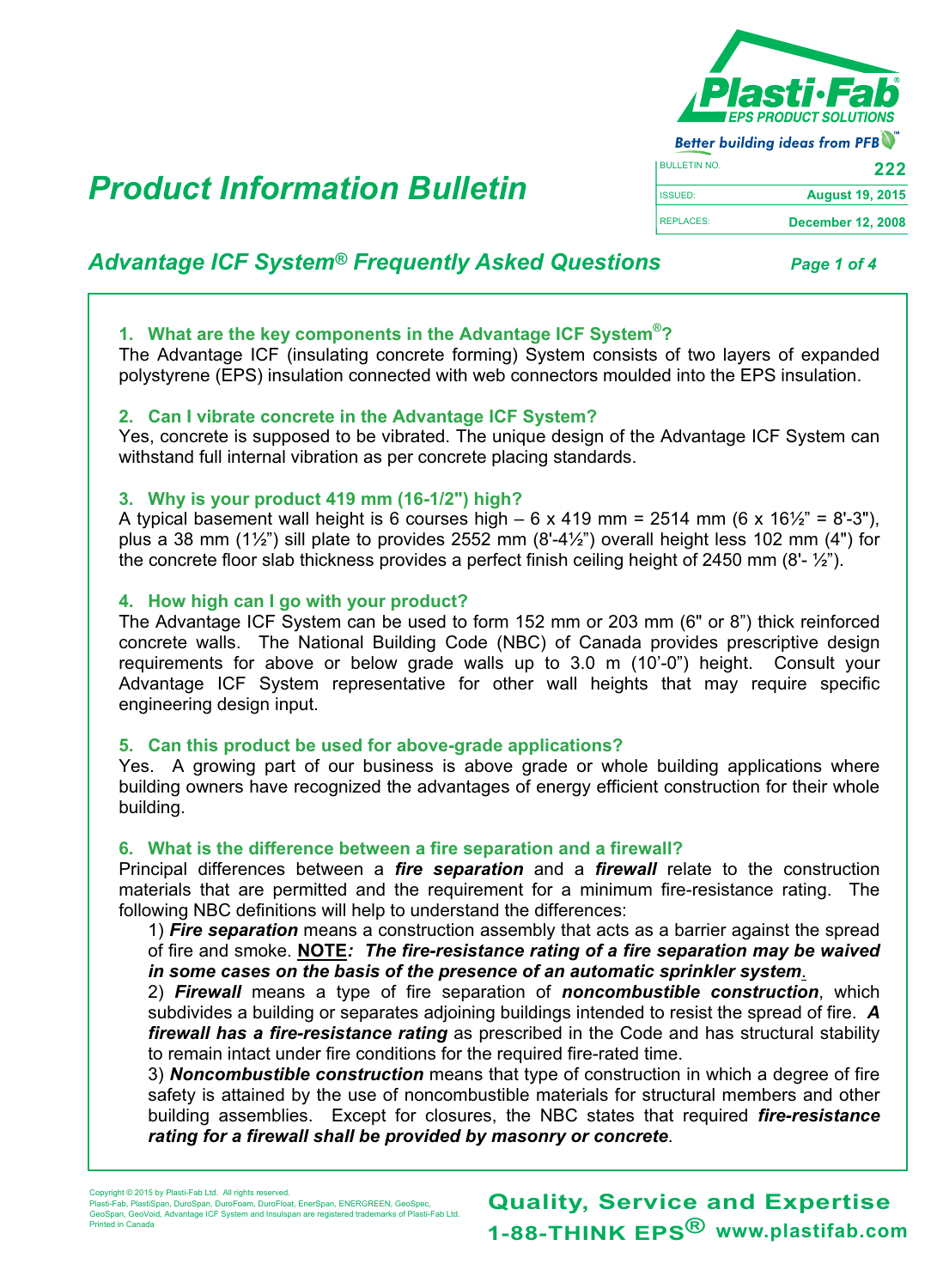Plasti·Fab
EPS PRODUCT SOLUTIONS
Better building ideas from PFB™

| BULLETIN NO. | 222 |
| --- | --- |
| ISSUED: | August 19, 2015 |
| REPLACES: | December 12, 2008 |

# Product Information Bulletin

## Advantage ICF System® Frequently Asked Questions

### 1. What are the key components in the Advantage ICF System®?

The Advantage ICF (insulating concrete forming) System consists of two layers of expanded polystyrene (EPS) insulation connected with web connectors moulded into the EPS insulation.

### 2. Can I vibrate concrete in the Advantage ICF System?

Yes, concrete is supposed to be vibrated. The unique design of the Advantage ICF System can withstand full internal vibration as per concrete placing standards.

### 3. Why is your product 419 mm (16-1/2") high?

A typical basement wall height is 6 courses high – 6 x 419 mm = 2514 mm (6 x 16½" = 8'-3"), plus a 38 mm (1½") sill plate to provides 2552 mm (8'-4½") overall height less 102 mm (4") for the concrete floor slab thickness provides a perfect finish ceiling height of 2450 mm (8'- ½").

### 4. How high can I go with your product?

The Advantage ICF System can be used to form 152 mm or 203 mm (6" or 8") thick reinforced concrete walls. The National Building Code (NBC) of Canada provides prescriptive design requirements for above or below grade walls up to 3.0 m (10'-0") height. Consult your Advantage ICF System representative for other wall heights that may require specific engineering design input.

### 5. Can this product be used for above-grade applications?

Yes. A growing part of our business is above grade or whole building applications where building owners have recognized the advantages of energy efficient construction for their whole building.

### 6. What is the difference between a fire separation and a firewall?

Principal differences between a ***fire separation*** and a ***firewall*** relate to the construction materials that are permitted and the requirement for a minimum fire-resistance rating. The following NBC definitions will help to understand the differences:

1) ***Fire separation*** means a construction assembly that acts as a barrier against the spread of fire and smoke. **NOTE*: The fire-resistance rating of a fire separation may be waived in some cases on the basis of the presence of an automatic sprinkler system*.**

2) ***Firewall*** means a type of fire separation of ***noncombustible construction***, which subdivides a building or separates adjoining buildings intended to resist the spread of fire. ***A firewall has a fire-resistance rating*** as prescribed in the Code and has structural stability to remain intact under fire conditions for the required fire-rated time.

3) ***Noncombustible construction*** means that type of construction in which a degree of fire safety is attained by the use of noncombustible materials for structural members and other building assemblies. Except for closures, the NBC states that required ***fire-resistance rating for a firewall shall be provided by masonry or concrete***.

Copyright © 2015 by Plasti-Fab Ltd. All rights reserved.
Plasti-Fab, PlastiSpan, DuroSpan, DuroFoam, DuroFloat, EnerSpan, ENERGREEN, GeoSpec, GeoSpan, GeoVoid, Advantage ICF System and Insulspan are registered trademarks of Plasti-Fab Ltd.
Printed in Canada

Quality, Service and Expertise
1-88-THINK EPS® www.plastifab.com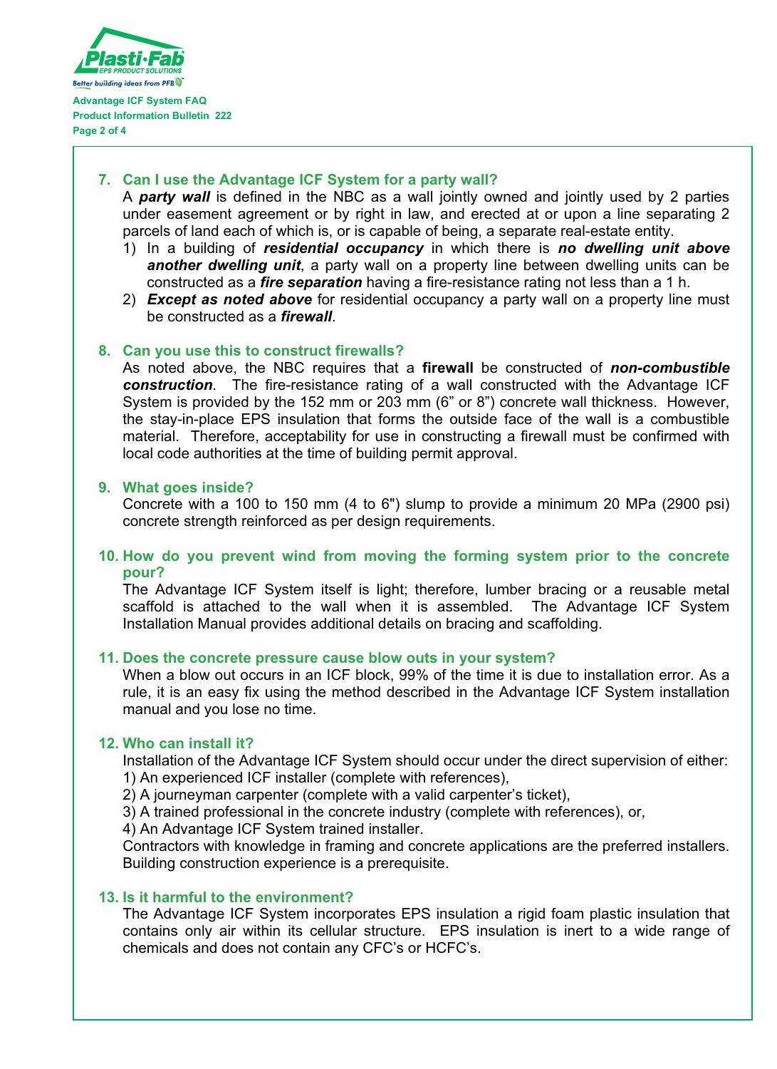## 7. Can I use the Advantage ICF System for a party wall?

A ***party wall*** is defined in the NBC as a wall jointly owned and jointly used by 2 parties under easement agreement or by right in law, and erected at or upon a line separating 2 parcels of land each of which is, or is capable of being, a separate real-estate entity.

1) In a building of ***residential occupancy*** in which there is ***no dwelling unit above another dwelling unit***, a party wall on a property line between dwelling units can be constructed as a ***fire separation*** having a fire-resistance rating not less than a 1 h.
2) ***Except as noted above*** for residential occupancy a party wall on a property line must be constructed as a ***firewall***.

## 8. Can you use this to construct firewalls?

As noted above, the NBC requires that a **firewall** be constructed of ***non-combustible construction***. The fire-resistance rating of a wall constructed with the Advantage ICF System is provided by the 152 mm or 203 mm (6" or 8") concrete wall thickness. However, the stay-in-place EPS insulation that forms the outside face of the wall is a combustible material. Therefore, acceptability for use in constructing a firewall must be confirmed with local code authorities at the time of building permit approval.

## 9. What goes inside?

Concrete with a 100 to 150 mm (4 to 6") slump to provide a minimum 20 MPa (2900 psi) concrete strength reinforced as per design requirements.

## 10. How do you prevent wind from moving the forming system prior to the concrete pour?

The Advantage ICF System itself is light; therefore, lumber bracing or a reusable metal scaffold is attached to the wall when it is assembled. The Advantage ICF System Installation Manual provides additional details on bracing and scaffolding.

## 11. Does the concrete pressure cause blow outs in your system?

When a blow out occurs in an ICF block, 99% of the time it is due to installation error. As a rule, it is an easy fix using the method described in the Advantage ICF System installation manual and you lose no time.

## 12. Who can install it?

Installation of the Advantage ICF System should occur under the direct supervision of either:

1) An experienced ICF installer (complete with references),
2) A journeyman carpenter (complete with a valid carpenter's ticket),
3) A trained professional in the concrete industry (complete with references), or,
4) An Advantage ICF System trained installer.

Contractors with knowledge in framing and concrete applications are the preferred installers. Building construction experience is a prerequisite.

## 13. Is it harmful to the environment?

The Advantage ICF System incorporates EPS insulation a rigid foam plastic insulation that contains only air within its cellular structure. EPS insulation is inert to a wide range of chemicals and does not contain any CFC's or HCFC's.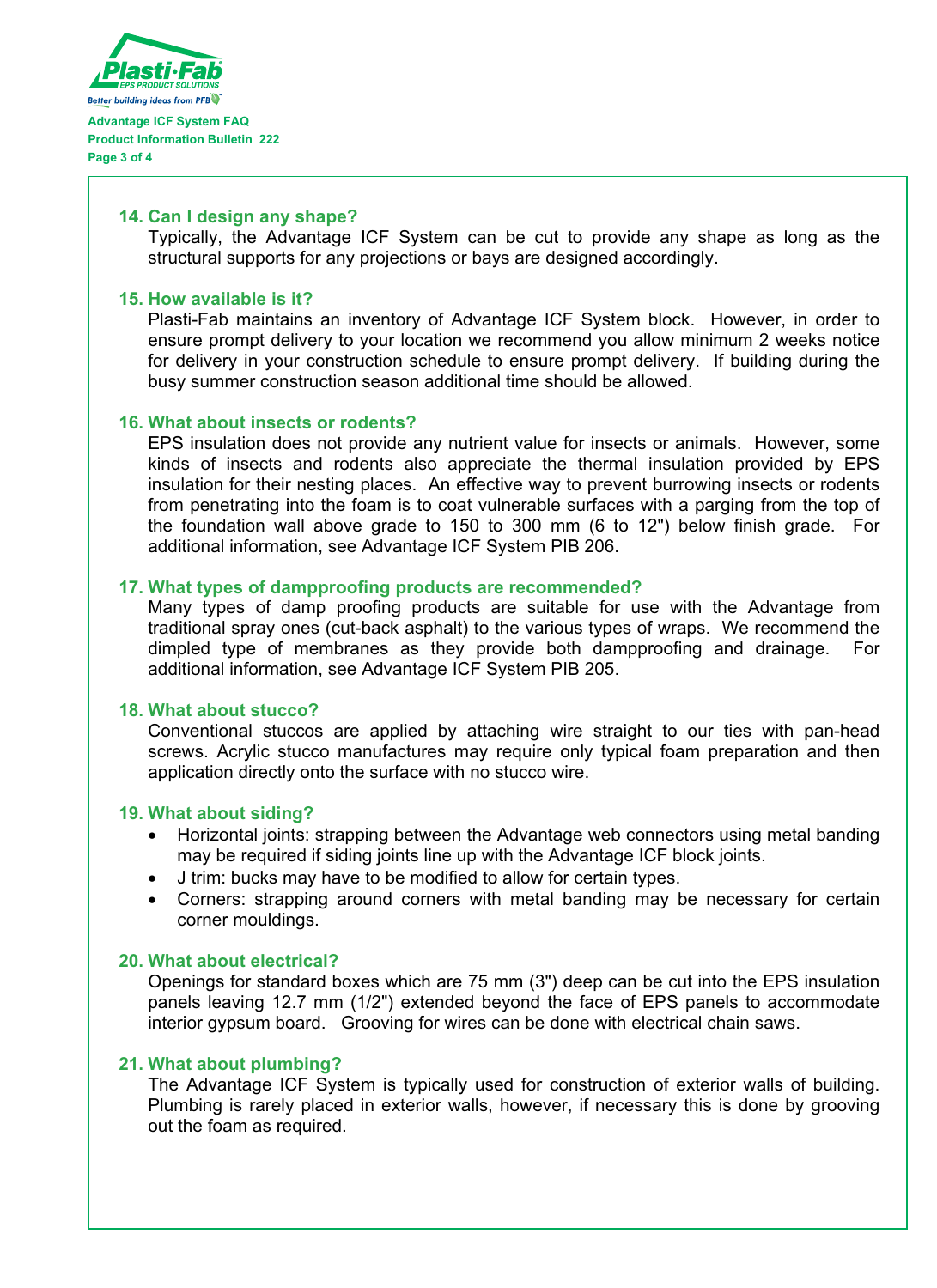### 14. Can I design any shape?

Typically, the Advantage ICF System can be cut to provide any shape as long as the structural supports for any projections or bays are designed accordingly.

### 15. How available is it?

Plasti-Fab maintains an inventory of Advantage ICF System block. However, in order to ensure prompt delivery to your location we recommend you allow minimum 2 weeks notice for delivery in your construction schedule to ensure prompt delivery. If building during the busy summer construction season additional time should be allowed.

### 16. What about insects or rodents?

EPS insulation does not provide any nutrient value for insects or animals. However, some kinds of insects and rodents also appreciate the thermal insulation provided by EPS insulation for their nesting places. An effective way to prevent burrowing insects or rodents from penetrating into the foam is to coat vulnerable surfaces with a parging from the top of the foundation wall above grade to 150 to 300 mm (6 to 12") below finish grade. For additional information, see Advantage ICF System PIB 206.

### 17. What types of dampproofing products are recommended?

Many types of damp proofing products are suitable for use with the Advantage from traditional spray ones (cut-back asphalt) to the various types of wraps. We recommend the dimpled type of membranes as they provide both dampproofing and drainage. For additional information, see Advantage ICF System PIB 205.

### 18. What about stucco?

Conventional stuccos are applied by attaching wire straight to our ties with pan-head screws. Acrylic stucco manufactures may require only typical foam preparation and then application directly onto the surface with no stucco wire.

### 19. What about siding?

- Horizontal joints: strapping between the Advantage web connectors using metal banding may be required if siding joints line up with the Advantage ICF block joints.
- J trim: bucks may have to be modified to allow for certain types.
- Corners: strapping around corners with metal banding may be necessary for certain corner mouldings.

### 20. What about electrical?

Openings for standard boxes which are 75 mm (3") deep can be cut into the EPS insulation panels leaving 12.7 mm (1/2") extended beyond the face of EPS panels to accommodate interior gypsum board. Grooving for wires can be done with electrical chain saws.

### 21. What about plumbing?

The Advantage ICF System is typically used for construction of exterior walls of building. Plumbing is rarely placed in exterior walls, however, if necessary this is done by grooving out the foam as required.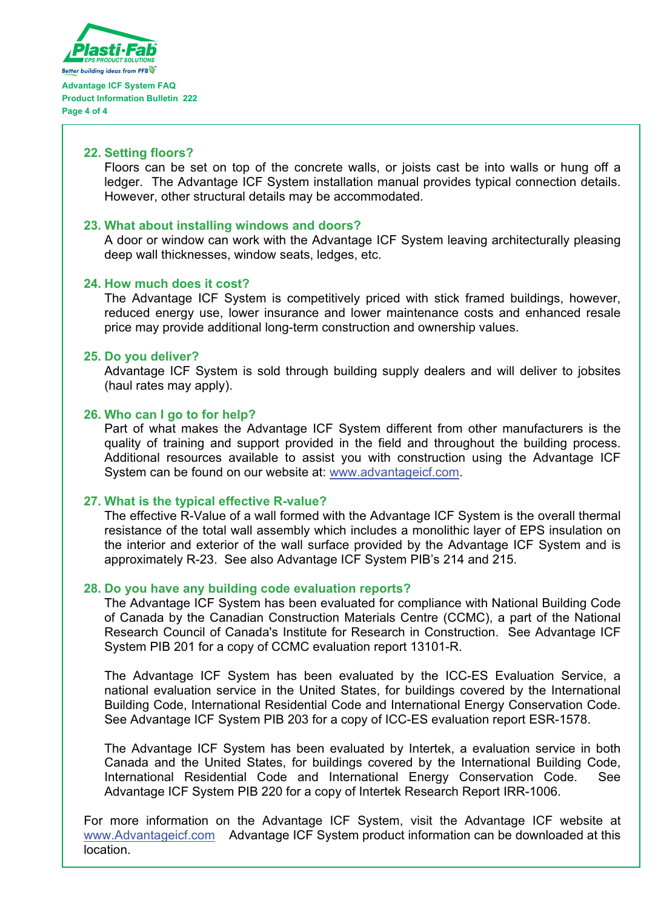### 22. Setting floors?

Floors can be set on top of the concrete walls, or joists cast be into walls or hung off a ledger. The Advantage ICF System installation manual provides typical connection details. However, other structural details may be accommodated.

### 23. What about installing windows and doors?

A door or window can work with the Advantage ICF System leaving architecturally pleasing deep wall thicknesses, window seats, ledges, etc.

### 24. How much does it cost?

The Advantage ICF System is competitively priced with stick framed buildings, however, reduced energy use, lower insurance and lower maintenance costs and enhanced resale price may provide additional long-term construction and ownership values.

### 25. Do you deliver?

Advantage ICF System is sold through building supply dealers and will deliver to jobsites (haul rates may apply).

### 26. Who can I go to for help?

Part of what makes the Advantage ICF System different from other manufacturers is the quality of training and support provided in the field and throughout the building process. Additional resources available to assist you with construction using the Advantage ICF System can be found on our website at: www.advantageicf.com.

### 27. What is the typical effective R-value?

The effective R-Value of a wall formed with the Advantage ICF System is the overall thermal resistance of the total wall assembly which includes a monolithic layer of EPS insulation on the interior and exterior of the wall surface provided by the Advantage ICF System and is approximately R-23. See also Advantage ICF System PIB's 214 and 215.

### 28. Do you have any building code evaluation reports?

The Advantage ICF System has been evaluated for compliance with National Building Code of Canada by the Canadian Construction Materials Centre (CCMC), a part of the National Research Council of Canada's Institute for Research in Construction. See Advantage ICF System PIB 201 for a copy of CCMC evaluation report 13101-R.

The Advantage ICF System has been evaluated by the ICC-ES Evaluation Service, a national evaluation service in the United States, for buildings covered by the International Building Code, International Residential Code and International Energy Conservation Code. See Advantage ICF System PIB 203 for a copy of ICC-ES evaluation report ESR-1578.

The Advantage ICF System has been evaluated by Intertek, a evaluation service in both Canada and the United States, for buildings covered by the International Building Code, International Residential Code and International Energy Conservation Code. See Advantage ICF System PIB 220 for a copy of Intertek Research Report IRR-1006.

For more information on the Advantage ICF System, visit the Advantage ICF website at www.Advantageicf.com Advantage ICF System product information can be downloaded at this location.